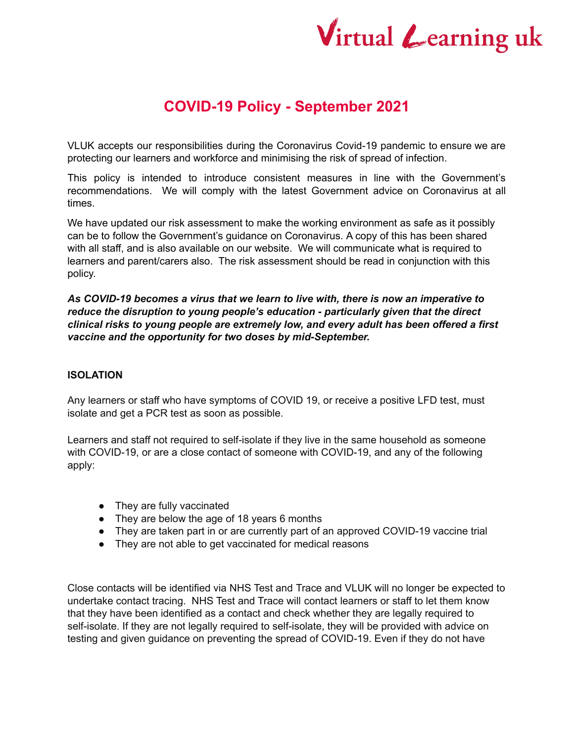Virtual Learning uk

# COVID-19 Policy - September 2021

VLUK accepts our responsibilities during the Coronavirus Covid-19 pandemic to ensure we are protecting our learners and workforce and minimising the risk of spread of infection.

This policy is intended to introduce consistent measures in line with the Government's recommendations. We will comply with the latest Government advice on Coronavirus at all times.

We have updated our risk assessment to make the working environment as safe as it possibly can be to follow the Government's guidance on Coronavirus. A copy of this has been shared with all staff, and is also available on our website. We will communicate what is required to learners and parent/carers also. The risk assessment should be read in conjunction with this policy.

***As COVID-19 becomes a virus that we learn to live with, there is now an imperative to reduce the disruption to young people's education - particularly given that the direct clinical risks to young people are extremely low, and every adult has been offered a first vaccine and the opportunity for two doses by mid-September.***

## ISOLATION

Any learners or staff who have symptoms of COVID 19, or receive a positive LFD test, must isolate and get a PCR test as soon as possible.

Learners and staff not required to self-isolate if they live in the same household as someone with COVID-19, or are a close contact of someone with COVID-19, and any of the following apply:

- They are fully vaccinated
- They are below the age of 18 years 6 months
- They are taken part in or are currently part of an approved COVID-19 vaccine trial
- They are not able to get vaccinated for medical reasons

Close contacts will be identified via NHS Test and Trace and VLUK will no longer be expected to undertake contact tracing. NHS Test and Trace will contact learners or staff to let them know that they have been identified as a contact and check whether they are legally required to self-isolate. If they are not legally required to self-isolate, they will be provided with advice on testing and given guidance on preventing the spread of COVID-19. Even if they do not have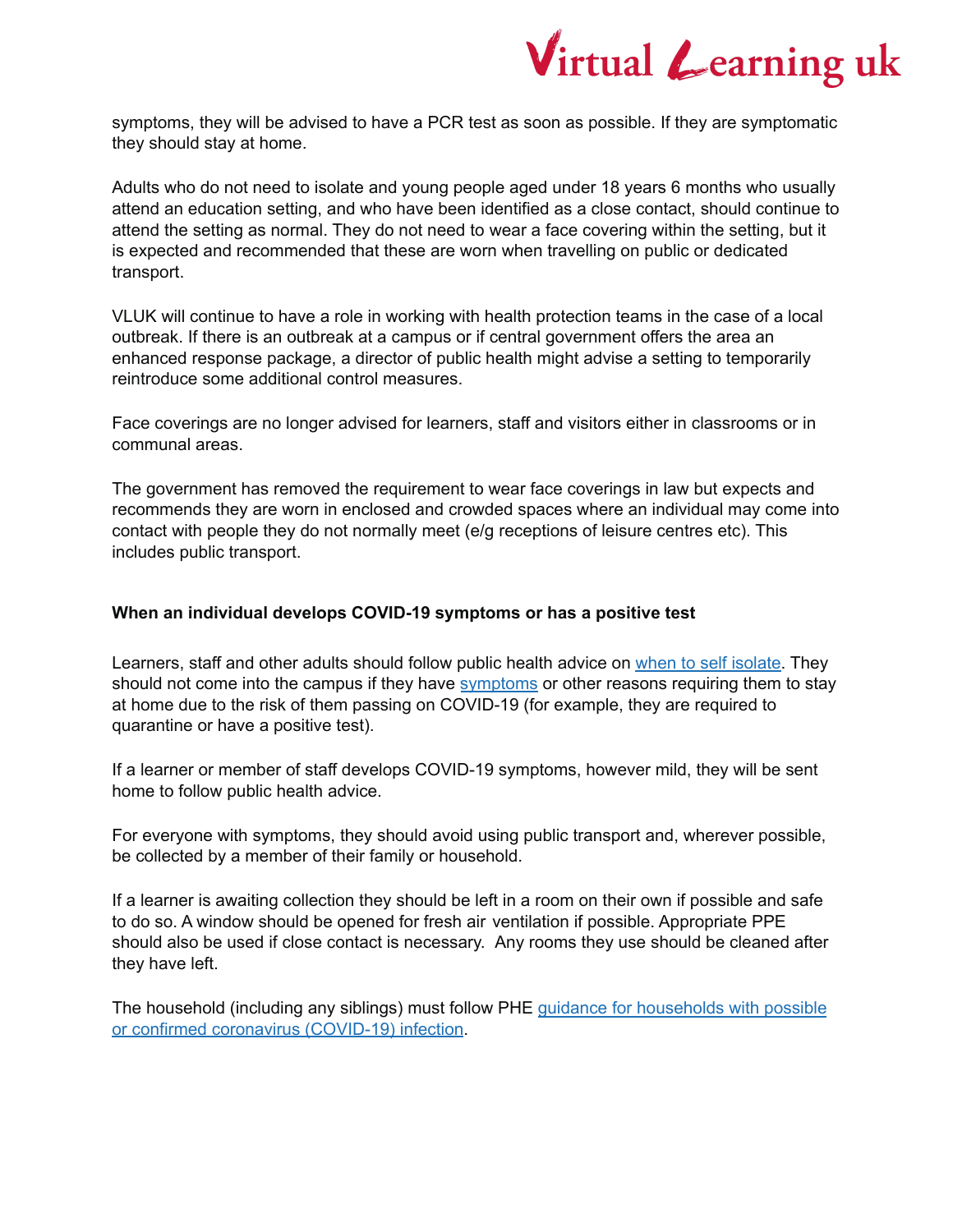symptoms, they will be advised to have a PCR test as soon as possible. If they are symptomatic they should stay at home.

Adults who do not need to isolate and young people aged under 18 years 6 months who usually attend an education setting, and who have been identified as a close contact, should continue to attend the setting as normal. They do not need to wear a face covering within the setting, but it is expected and recommended that these are worn when travelling on public or dedicated transport.

VLUK will continue to have a role in working with health protection teams in the case of a local outbreak. If there is an outbreak at a campus or if central government offers the area an enhanced response package, a director of public health might advise a setting to temporarily reintroduce some additional control measures.

Face coverings are no longer advised for learners, staff and visitors either in classrooms or in communal areas.

The government has removed the requirement to wear face coverings in law but expects and recommends they are worn in enclosed and crowded spaces where an individual may come into contact with people they do not normally meet (e/g receptions of leisure centres etc). This includes public transport.

**When an individual develops COVID-19 symptoms or has a positive test**

Learners, staff and other adults should follow public health advice on [when to self isolate](). They should not come into the campus if they have [symptoms]() or other reasons requiring them to stay at home due to the risk of them passing on COVID-19 (for example, they are required to quarantine or have a positive test).

If a learner or member of staff develops COVID-19 symptoms, however mild, they will be sent home to follow public health advice.

For everyone with symptoms, they should avoid using public transport and, wherever possible, be collected by a member of their family or household.

If a learner is awaiting collection they should be left in a room on their own if possible and safe to do so. A window should be opened for fresh air ventilation if possible. Appropriate PPE should also be used if close contact is necessary. Any rooms they use should be cleaned after they have left.

The household (including any siblings) must follow PHE [guidance for households with possible or confirmed coronavirus (COVID-19) infection]().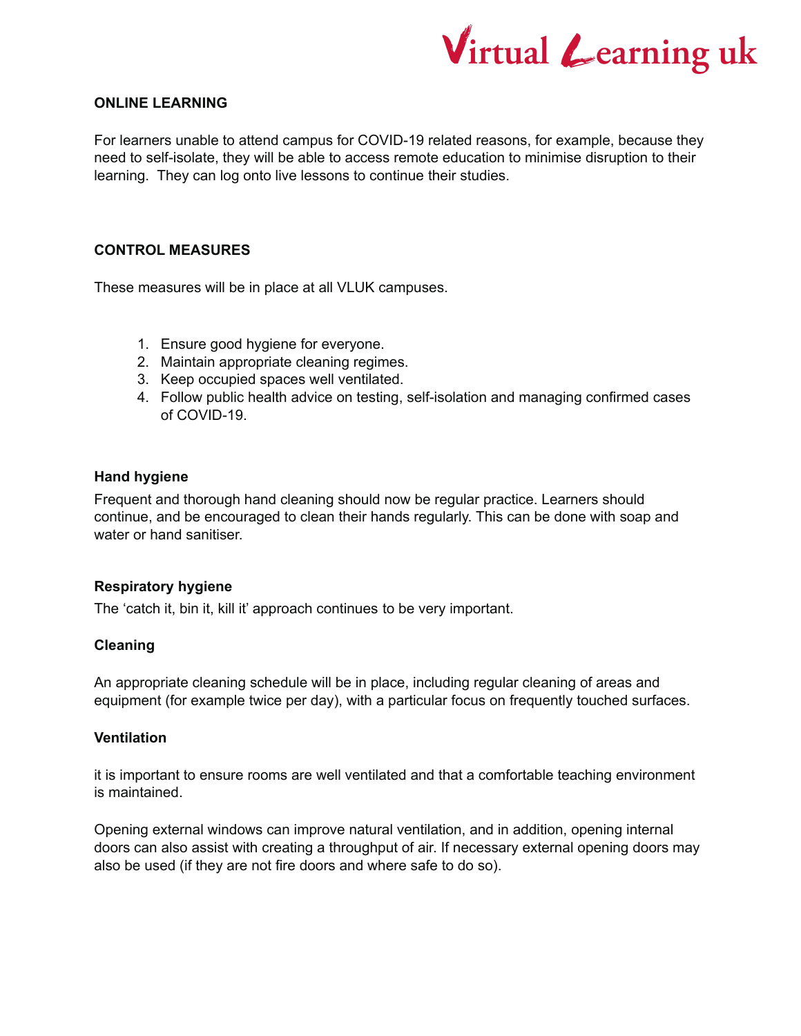## ONLINE LEARNING

For learners unable to attend campus for COVID-19 related reasons, for example, because they need to self-isolate, they will be able to access remote education to minimise disruption to their learning.  They can log onto live lessons to continue their studies.

## CONTROL MEASURES

These measures will be in place at all VLUK campuses.

1. Ensure good hygiene for everyone.
2. Maintain appropriate cleaning regimes.
3. Keep occupied spaces well ventilated.
4. Follow public health advice on testing, self-isolation and managing confirmed cases of COVID-19.

### Hand hygiene

Frequent and thorough hand cleaning should now be regular practice. Learners should continue, and be encouraged to clean their hands regularly. This can be done with soap and water or hand sanitiser.

### Respiratory hygiene

The 'catch it, bin it, kill it' approach continues to be very important.

### Cleaning

An appropriate cleaning schedule will be in place, including regular cleaning of areas and equipment (for example twice per day), with a particular focus on frequently touched surfaces.

### Ventilation

it is important to ensure rooms are well ventilated and that a comfortable teaching environment is maintained.

Opening external windows can improve natural ventilation, and in addition, opening internal doors can also assist with creating a throughput of air. If necessary external opening doors may also be used (if they are not fire doors and where safe to do so).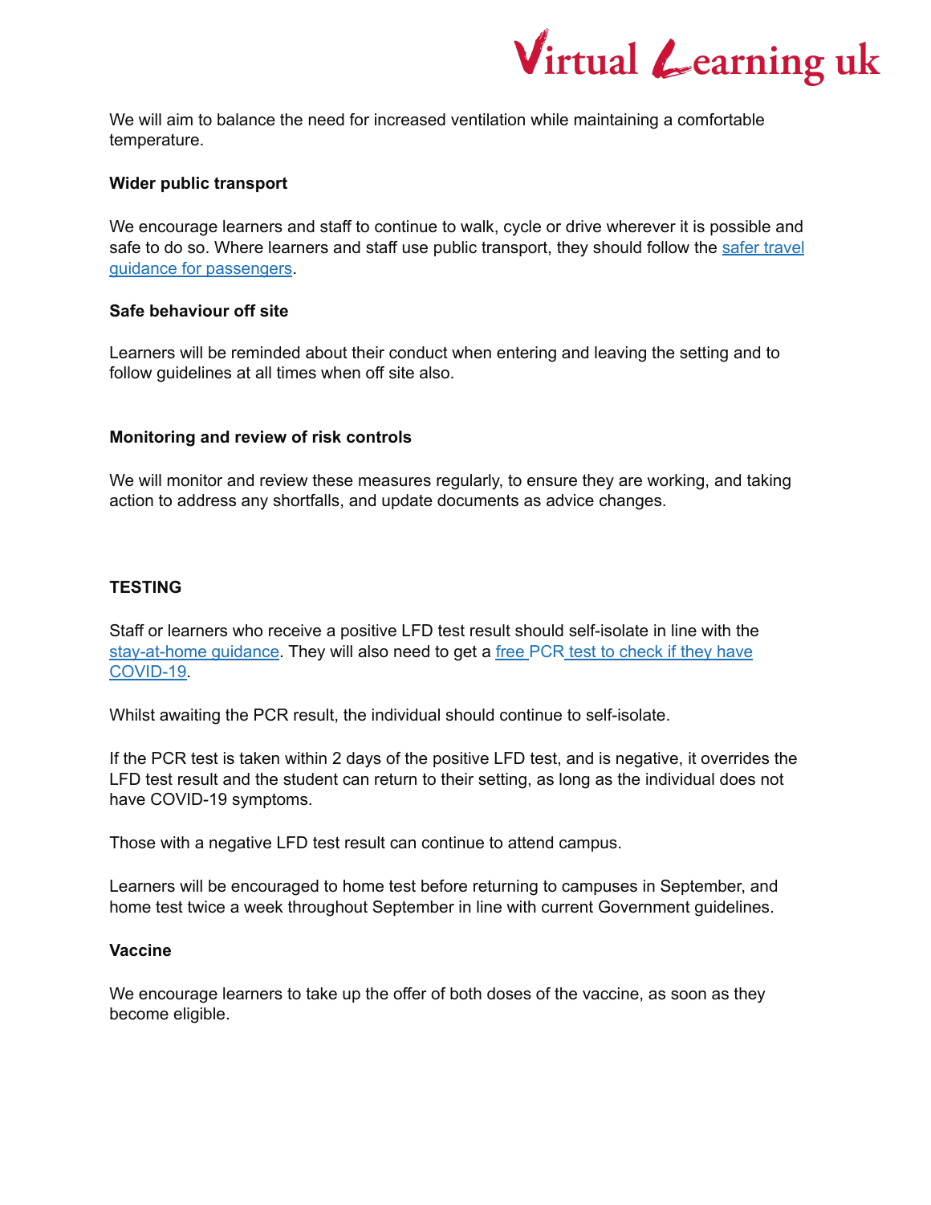We will aim to balance the need for increased ventilation while maintaining a comfortable temperature.

**Wider public transport**

We encourage learners and staff to continue to walk, cycle or drive wherever it is possible and safe to do so. Where learners and staff use public transport, they should follow the safer travel guidance for passengers.

**Safe behaviour off site**

Learners will be reminded about their conduct when entering and leaving the setting and to follow guidelines at all times when off site also.

**Monitoring and review of risk controls**

We will monitor and review these measures regularly, to ensure they are working, and taking action to address any shortfalls, and update documents as advice changes.

**TESTING**

Staff or learners who receive a positive LFD test result should self-isolate in line with the stay-at-home guidance. They will also need to get a free PCR test to check if they have COVID-19.

Whilst awaiting the PCR result, the individual should continue to self-isolate.

If the PCR test is taken within 2 days of the positive LFD test, and is negative, it overrides the LFD test result and the student can return to their setting, as long as the individual does not have COVID-19 symptoms.

Those with a negative LFD test result can continue to attend campus.

Learners will be encouraged to home test before returning to campuses in September, and home test twice a week throughout September in line with current Government guidelines.

**Vaccine**

We encourage learners to take up the offer of both doses of the vaccine, as soon as they become eligible.